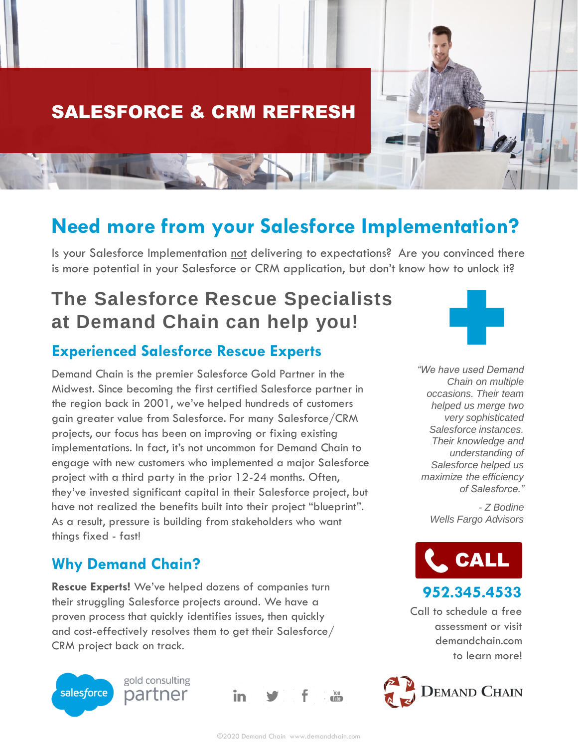# SALESFORCE & CRM REFRESH

## Need more from your Salesforce Implementation?

Is your Salesforce Implementation not delivering to expectations? Are you convinced there is more potential in your Salesforce or CRM application, but don't know how to unlock it?

## The Salesforce Rescue Specialists at Demand Chain can help you!

### Experienced Salesforce Rescue Experts

Demand Chain is the premier Salesforce Gold Partner in the Midwest. Since becoming the first certified Salesforce partner in the region back in 2001, we've helped hundreds of customers gain greater value from Salesforce. For many Salesforce/CRM projects, our focus has been on improving or fixing existing implementations. In fact, it's not uncommon for Demand Chain to engage with new customers who implemented a major Salesforce project with a third party in the prior 12-24 months. Often, they've invested significant capital in their Salesforce project, but have not realized the benefits built into their project "blueprint". As a result, pressure is building from stakeholders who want things fixed - fast!

### Why Demand Chain?

**Rescue Experts!** We've helped dozens of companies turn their struggling Salesforce projects around. We have a proven process that quickly identifies issues, then quickly and cost-effectively resolves them to get their Salesforce/CRM project back on track.

*"We have used Demand Chain on multiple occasions. Their team helped us merge two very sophisticated Salesforce instances. Their knowledge and understanding of Salesforce helped us maximize the efficiency of Salesforce."*

*- Z Bodine*
*Wells Fargo Advisors*

**CALL**

**952.345.4533**

Call to schedule a free assessment or visit demandchain.com to learn more!

salesforce gold consulting partner

Demand Chain

©2020 Demand Chain www.demandchain.com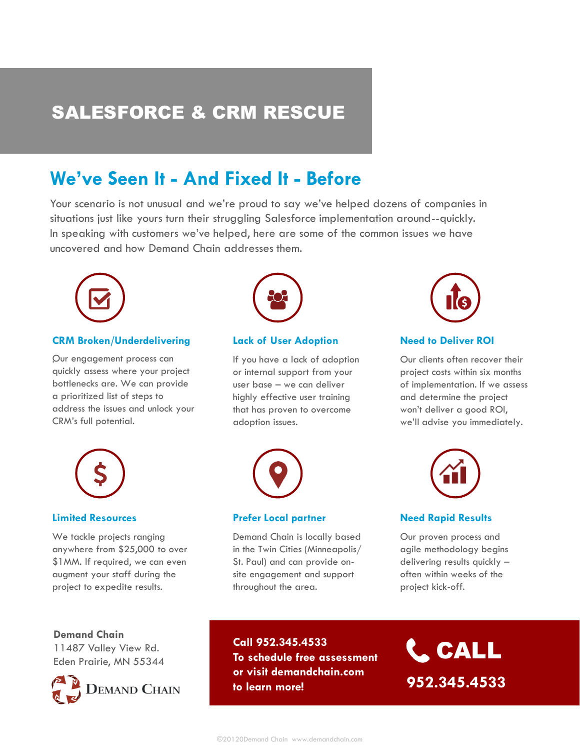# SALESFORCE & CRM RESCUE

## We've Seen It - And Fixed It - Before

Your scenario is not unusual and we're proud to say we've helped dozens of companies in situations just like yours turn their struggling Salesforce implementation around--quickly. In speaking with customers we've helped, here are some of the common issues we have uncovered and how Demand Chain addresses them.

### CRM Broken/Underdelivering

Our engagement process can quickly assess where your project bottlenecks are. We can provide a prioritized list of steps to address the issues and unlock your CRM's full potential.

### Lack of User Adoption

If you have a lack of adoption or internal support from your user base – we can deliver highly effective user training that has proven to overcome adoption issues.

### Need to Deliver ROI

Our clients often recover their project costs within six months of implementation. If we assess and determine the project won't deliver a good ROI, we'll advise you immediately.

### Limited Resources

We tackle projects ranging anywhere from $25,000 to over $1MM. If required, we can even augment your staff during the project to expedite results.

### Prefer Local partner

Demand Chain is locally based in the Twin Cities (Minneapolis/ St. Paul) and can provide on-site engagement and support throughout the area.

### Need Rapid Results

Our proven process and agile methodology begins delivering results quickly – often within weeks of the project kick-off.

**Demand Chain**
11487 Valley View Rd.
Eden Prairie, MN 55344

DEMAND CHAIN

**Call 952.345.4533**
**To schedule free assessment**
**or visit demandchain.com**
**to learn more!**

**CALL**
**952.345.4533**

©20120Demand Chain www.demandchain.com